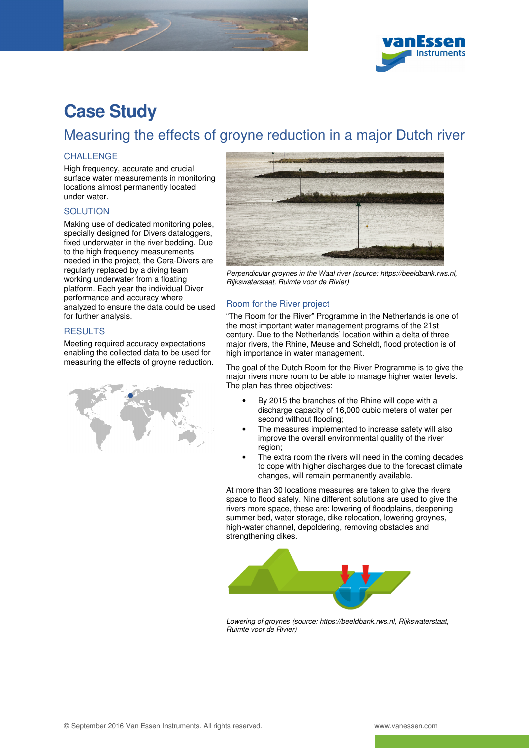# Case Study

## Measuring the effects of groyne reduction in a major Dutch river

### CHALLENGE

High frequency, accurate and crucial surface water measurements in monitoring locations almost permanently located under water.

### SOLUTION

Making use of dedicated monitoring poles, specially designed for Divers dataloggers, fixed underwater in the river bedding. Due to the high frequency measurements needed in the project, the Cera-Divers are regularly replaced by a diving team working underwater from a floating platform. Each year the individual Diver performance and accuracy where analyzed to ensure the data could be used for further analysis.

### RESULTS

Meeting required accuracy expectations enabling the collected data to be used for measuring the effects of groyne reduction.

*Perpendicular groynes in the Waal river (source: https://beeldbank.rws.nl, Rijkswaterstaat, Ruimte voor de Rivier)*

### Room for the River project

"The Room for the River" Programme in the Netherlands is one of the most important water management programs of the 21st century. Due to the Netherlands' location within a delta of three major rivers, the Rhine, Meuse and Scheldt, flood protection is of high importance in water management.

The goal of the Dutch Room for the River Programme is to give the major rivers more room to be able to manage higher water levels. The plan has three objectives:

- By 2015 the branches of the Rhine will cope with a discharge capacity of 16,000 cubic meters of water per second without flooding;
- The measures implemented to increase safety will also improve the overall environmental quality of the river region;
- The extra room the rivers will need in the coming decades to cope with higher discharges due to the forecast climate changes, will remain permanently available.

At more than 30 locations measures are taken to give the rivers space to flood safely. Nine different solutions are used to give the rivers more space, these are: lowering of floodplains, deepening summer bed, water storage, dike relocation, lowering groynes, high-water channel, depoldering, removing obstacles and strengthening dikes.

*Lowering of groynes (source: https://beeldbank.rws.nl, Rijkswaterstaat, Ruimte voor de Rivier)*

© September 2016 Van Essen Instruments. All rights reserved.

www.vanessen.com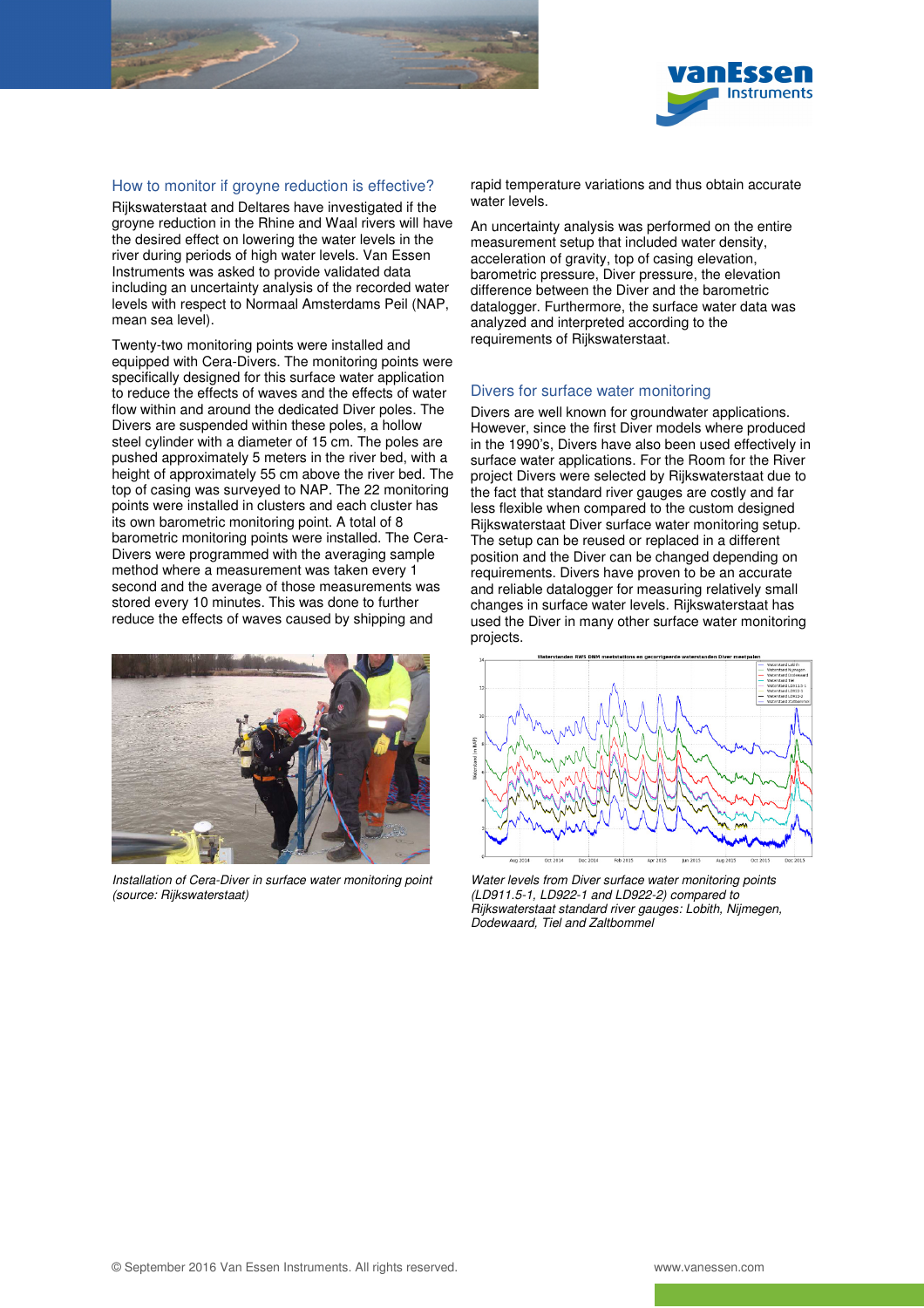## How to monitor if groyne reduction is effective?

Rijkswaterstaat and Deltares have investigated if the groyne reduction in the Rhine and Waal rivers will have the desired effect on lowering the water levels in the river during periods of high water levels. Van Essen Instruments was asked to provide validated data including an uncertainty analysis of the recorded water levels with respect to Normaal Amsterdams Peil (NAP, mean sea level).

Twenty-two monitoring points were installed and equipped with Cera-Divers. The monitoring points were specifically designed for this surface water application to reduce the effects of waves and the effects of water flow within and around the dedicated Diver poles. The Divers are suspended within these poles, a hollow steel cylinder with a diameter of 15 cm. The poles are pushed approximately 5 meters in the river bed, with a height of approximately 55 cm above the river bed. The top of casing was surveyed to NAP. The 22 monitoring points were installed in clusters and each cluster has its own barometric monitoring point. A total of 8 barometric monitoring points were installed. The Cera-Divers were programmed with the averaging sample method where a measurement was taken every 1 second and the average of those measurements was stored every 10 minutes. This was done to further reduce the effects of waves caused by shipping and rapid temperature variations and thus obtain accurate water levels.

*Installation of Cera-Diver in surface water monitoring point (source: Rijkswaterstaat)*

An uncertainty analysis was performed on the entire measurement setup that included water density, acceleration of gravity, top of casing elevation, barometric pressure, Diver pressure, the elevation difference between the Diver and the barometric datalogger. Furthermore, the surface water data was analyzed and interpreted according to the requirements of Rijkswaterstaat.

## Divers for surface water monitoring

Divers are well known for groundwater applications. However, since the first Diver models where produced in the 1990's, Divers have also been used effectively in surface water applications. For the Room for the River project Divers were selected by Rijkswaterstaat due to the fact that standard river gauges are costly and far less flexible when compared to the custom designed Rijkswaterstaat Diver surface water monitoring setup. The setup can be reused or replaced in a different position and the Diver can be changed depending on requirements. Divers have proven to be an accurate and reliable datalogger for measuring relatively small changes in surface water levels. Rijkswaterstaat has used the Diver in many other surface water monitoring projects.

Waterstanden RWS DNM meetstations en gecorrigeerde waterstanden Diver meetpalen

*Water levels from Diver surface water monitoring points (LD911.5-1, LD922-1 and LD922-2) compared to Rijkswaterstaat standard river gauges: Lobith, Nijmegen, Dodewaard, Tiel and Zaltbommel*

© September 2016 Van Essen Instruments. All rights reserved.

www.vanessen.com